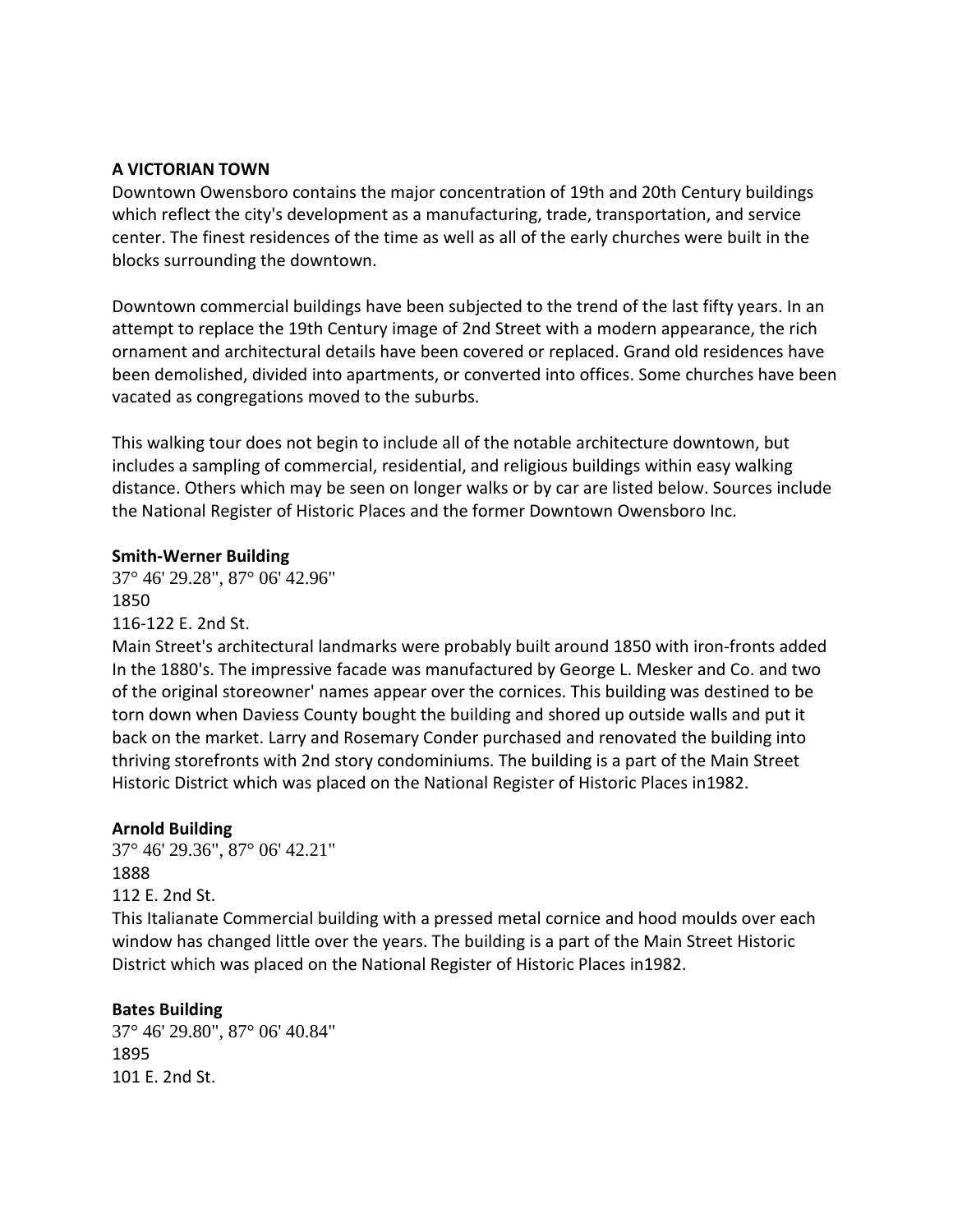**A VICTORIAN TOWN**

Downtown Owensboro contains the major concentration of 19th and 20th Century buildings which reflect the city's development as a manufacturing, trade, transportation, and service center. The finest residences of the time as well as all of the early churches were built in the blocks surrounding the downtown.

Downtown commercial buildings have been subjected to the trend of the last fifty years. In an attempt to replace the 19th Century image of 2nd Street with a modern appearance, the rich ornament and architectural details have been covered or replaced. Grand old residences have been demolished, divided into apartments, or converted into offices. Some churches have been vacated as congregations moved to the suburbs.

This walking tour does not begin to include all of the notable architecture downtown, but includes a sampling of commercial, residential, and religious buildings within easy walking distance. Others which may be seen on longer walks or by car are listed below. Sources include the National Register of Historic Places and the former Downtown Owensboro Inc.

**Smith-Werner Building**

37° 46' 29.28", 87° 06' 42.96"
1850
116-122 E. 2nd St.
Main Street's architectural landmarks were probably built around 1850 with iron-fronts added In the 1880's. The impressive facade was manufactured by George L. Mesker and Co. and two of the original storeowner' names appear over the cornices. This building was destined to be torn down when Daviess County bought the building and shored up outside walls and put it back on the market. Larry and Rosemary Conder purchased and renovated the building into thriving storefronts with 2nd story condominiums. The building is a part of the Main Street Historic District which was placed on the National Register of Historic Places in1982.

**Arnold Building**

37° 46' 29.36", 87° 06' 42.21"
1888
112 E. 2nd St.
This Italianate Commercial building with a pressed metal cornice and hood moulds over each window has changed little over the years. The building is a part of the Main Street Historic District which was placed on the National Register of Historic Places in1982.

**Bates Building**

37° 46' 29.80", 87° 06' 40.84"
1895
101 E. 2nd St.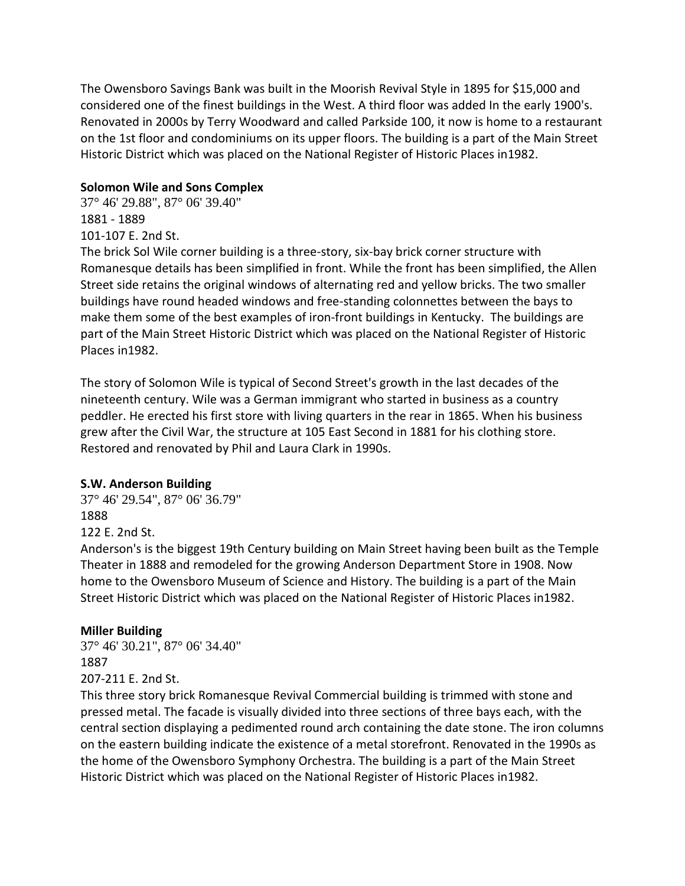The Owensboro Savings Bank was built in the Moorish Revival Style in 1895 for $15,000 and considered one of the finest buildings in the West. A third floor was added In the early 1900's. Renovated in 2000s by Terry Woodward and called Parkside 100, it now is home to a restaurant on the 1st floor and condominiums on its upper floors. The building is a part of the Main Street Historic District which was placed on the National Register of Historic Places in1982.

**Solomon Wile and Sons Complex**

37° 46' 29.88", 87° 06' 39.40"
1881 - 1889
101-107 E. 2nd St.
The brick Sol Wile corner building is a three-story, six-bay brick corner structure with Romanesque details has been simplified in front. While the front has been simplified, the Allen Street side retains the original windows of alternating red and yellow bricks. The two smaller buildings have round headed windows and free-standing colonnettes between the bays to make them some of the best examples of iron-front buildings in Kentucky. The buildings are part of the Main Street Historic District which was placed on the National Register of Historic Places in1982.

The story of Solomon Wile is typical of Second Street's growth in the last decades of the nineteenth century. Wile was a German immigrant who started in business as a country peddler. He erected his first store with living quarters in the rear in 1865. When his business grew after the Civil War, the structure at 105 East Second in 1881 for his clothing store. Restored and renovated by Phil and Laura Clark in 1990s.

**S.W. Anderson Building**

37° 46' 29.54", 87° 06' 36.79"
1888
122 E. 2nd St.
Anderson's is the biggest 19th Century building on Main Street having been built as the Temple Theater in 1888 and remodeled for the growing Anderson Department Store in 1908. Now home to the Owensboro Museum of Science and History. The building is a part of the Main Street Historic District which was placed on the National Register of Historic Places in1982.

**Miller Building**

37° 46' 30.21", 87° 06' 34.40"
1887
207-211 E. 2nd St.
This three story brick Romanesque Revival Commercial building is trimmed with stone and pressed metal. The facade is visually divided into three sections of three bays each, with the central section displaying a pedimented round arch containing the date stone. The iron columns on the eastern building indicate the existence of a metal storefront. Renovated in the 1990s as the home of the Owensboro Symphony Orchestra. The building is a part of the Main Street Historic District which was placed on the National Register of Historic Places in1982.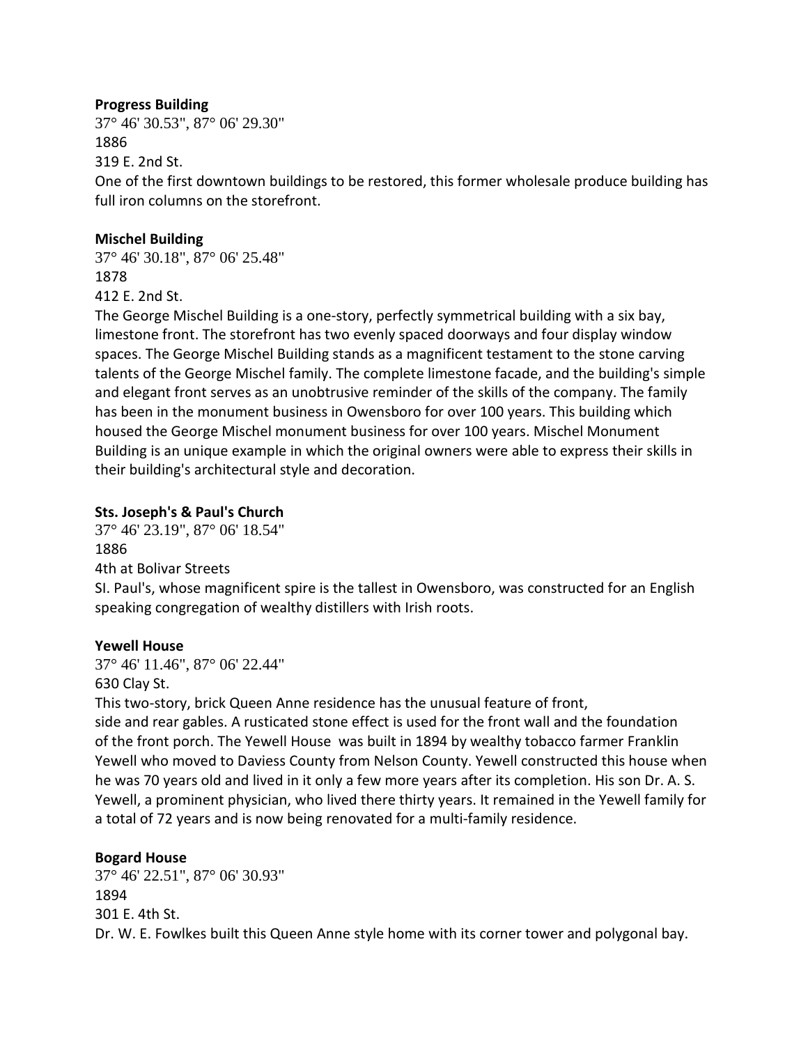**Progress Building**

37° 46' 30.53", 87° 06' 29.30"

1886

319 E. 2nd St.

One of the first downtown buildings to be restored, this former wholesale produce building has full iron columns on the storefront.

**Mischel Building**

37° 46' 30.18", 87° 06' 25.48"

1878

412 E. 2nd St.

The George Mischel Building is a one-story, perfectly symmetrical building with a six bay, limestone front. The storefront has two evenly spaced doorways and four display window spaces. The George Mischel Building stands as a magnificent testament to the stone carving talents of the George Mischel family. The complete limestone facade, and the building's simple and elegant front serves as an unobtrusive reminder of the skills of the company. The family has been in the monument business in Owensboro for over 100 years. This building which housed the George Mischel monument business for over 100 years. Mischel Monument Building is an unique example in which the original owners were able to express their skills in their building's architectural style and decoration.

**Sts. Joseph's & Paul's Church**

37° 46' 23.19", 87° 06' 18.54"

1886

4th at Bolivar Streets

SI. Paul's, whose magnificent spire is the tallest in Owensboro, was constructed for an English speaking congregation of wealthy distillers with Irish roots.

**Yewell House**

37° 46' 11.46", 87° 06' 22.44"

630 Clay St.

This two-story, brick Queen Anne residence has the unusual feature of front, side and rear gables. A rusticated stone effect is used for the front wall and the foundation of the front porch. The Yewell House was built in 1894 by wealthy tobacco farmer Franklin Yewell who moved to Daviess County from Nelson County. Yewell constructed this house when he was 70 years old and lived in it only a few more years after its completion. His son Dr. A. S. Yewell, a prominent physician, who lived there thirty years. It remained in the Yewell family for a total of 72 years and is now being renovated for a multi-family residence.

**Bogard House**

37° 46' 22.51", 87° 06' 30.93"

1894

301 E. 4th St.

Dr. W. E. Fowlkes built this Queen Anne style home with its corner tower and polygonal bay.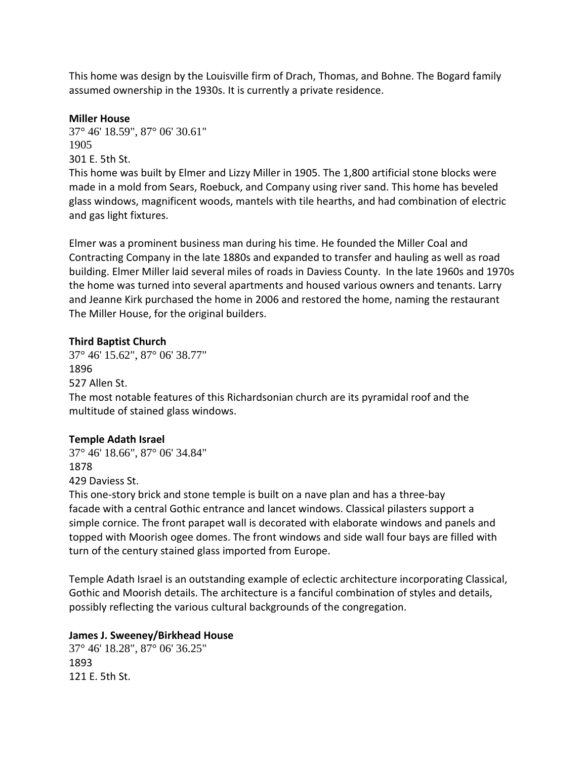This home was design by the Louisville firm of Drach, Thomas, and Bohne. The Bogard family assumed ownership in the 1930s. It is currently a private residence.

**Miller House**

37° 46' 18.59", 87° 06' 30.61"
1905
301 E. 5th St.
This home was built by Elmer and Lizzy Miller in 1905. The 1,800 artificial stone blocks were made in a mold from Sears, Roebuck, and Company using river sand. This home has beveled glass windows, magnificent woods, mantels with tile hearths, and had combination of electric and gas light fixtures.

Elmer was a prominent business man during his time. He founded the Miller Coal and Contracting Company in the late 1880s and expanded to transfer and hauling as well as road building. Elmer Miller laid several miles of roads in Daviess County. In the late 1960s and 1970s the home was turned into several apartments and housed various owners and tenants. Larry and Jeanne Kirk purchased the home in 2006 and restored the home, naming the restaurant The Miller House, for the original builders.

**Third Baptist Church**

37° 46' 15.62", 87° 06' 38.77"
1896
527 Allen St.
The most notable features of this Richardsonian church are its pyramidal roof and the multitude of stained glass windows.

**Temple Adath Israel**

37° 46' 18.66", 87° 06' 34.84"
1878
429 Daviess St.
This one-story brick and stone temple is built on a nave plan and has a three-bay facade with a central Gothic entrance and lancet windows. Classical pilasters support a simple cornice. The front parapet wall is decorated with elaborate windows and panels and topped with Moorish ogee domes. The front windows and side wall four bays are filled with turn of the century stained glass imported from Europe.

Temple Adath Israel is an outstanding example of eclectic architecture incorporating Classical, Gothic and Moorish details. The architecture is a fanciful combination of styles and details, possibly reflecting the various cultural backgrounds of the congregation.

**James J. Sweeney/Birkhead House**

37° 46' 18.28", 87° 06' 36.25"
1893
121 E. 5th St.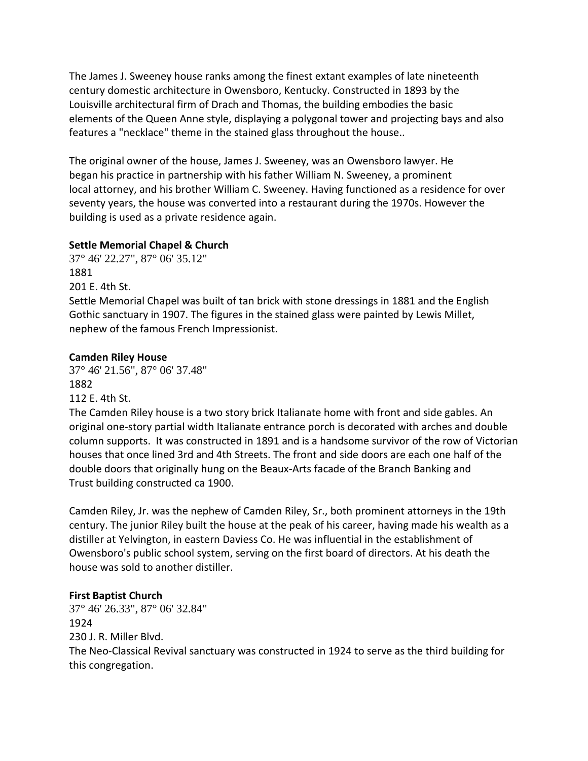The James J. Sweeney house ranks among the finest extant examples of late nineteenth century domestic architecture in Owensboro, Kentucky. Constructed in 1893 by the Louisville architectural firm of Drach and Thomas, the building embodies the basic elements of the Queen Anne style, displaying a polygonal tower and projecting bays and also features a "necklace" theme in the stained glass throughout the house..

The original owner of the house, James J. Sweeney, was an Owensboro lawyer. He began his practice in partnership with his father William N. Sweeney, a prominent local attorney, and his brother William C. Sweeney. Having functioned as a residence for over seventy years, the house was converted into a restaurant during the 1970s. However the building is used as a private residence again.

**Settle Memorial Chapel & Church**

37° 46' 22.27", 87° 06' 35.12"
1881
201 E. 4th St.
Settle Memorial Chapel was built of tan brick with stone dressings in 1881 and the English Gothic sanctuary in 1907. The figures in the stained glass were painted by Lewis Millet, nephew of the famous French Impressionist.

**Camden Riley House**

37° 46' 21.56", 87° 06' 37.48"
1882
112 E. 4th St.
The Camden Riley house is a two story brick Italianate home with front and side gables. An original one-story partial width Italianate entrance porch is decorated with arches and double column supports. It was constructed in 1891 and is a handsome survivor of the row of Victorian houses that once lined 3rd and 4th Streets. The front and side doors are each one half of the double doors that originally hung on the Beaux-Arts facade of the Branch Banking and Trust building constructed ca 1900.

Camden Riley, Jr. was the nephew of Camden Riley, Sr., both prominent attorneys in the 19th century. The junior Riley built the house at the peak of his career, having made his wealth as a distiller at Yelvington, in eastern Daviess Co. He was influential in the establishment of Owensboro's public school system, serving on the first board of directors. At his death the house was sold to another distiller.

**First Baptist Church**

37° 46' 26.33", 87° 06' 32.84"
1924
230 J. R. Miller Blvd.
The Neo-Classical Revival sanctuary was constructed in 1924 to serve as the third building for this congregation.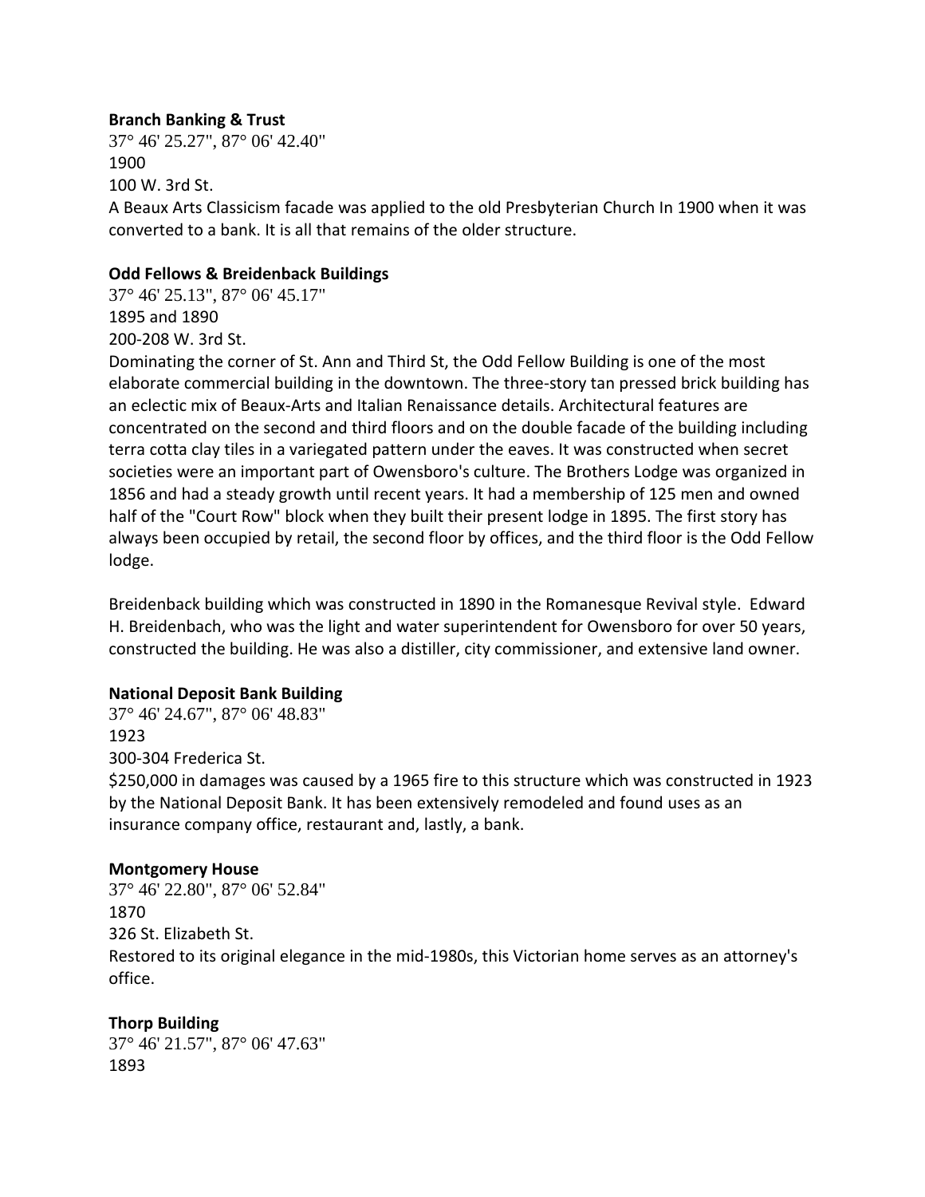**Branch Banking & Trust**
37° 46' 25.27", 87° 06' 42.40"
1900
100 W. 3rd St.
A Beaux Arts Classicism facade was applied to the old Presbyterian Church In 1900 when it was converted to a bank. It is all that remains of the older structure.

**Odd Fellows & Breidenback Buildings**
37° 46' 25.13", 87° 06' 45.17"
1895 and 1890
200-208 W. 3rd St.
Dominating the corner of St. Ann and Third St, the Odd Fellow Building is one of the most elaborate commercial building in the downtown. The three-story tan pressed brick building has an eclectic mix of Beaux-Arts and Italian Renaissance details. Architectural features are concentrated on the second and third floors and on the double facade of the building including terra cotta clay tiles in a variegated pattern under the eaves. It was constructed when secret societies were an important part of Owensboro's culture. The Brothers Lodge was organized in 1856 and had a steady growth until recent years. It had a membership of 125 men and owned half of the "Court Row" block when they built their present lodge in 1895. The first story has always been occupied by retail, the second floor by offices, and the third floor is the Odd Fellow lodge.

Breidenback building which was constructed in 1890 in the Romanesque Revival style. Edward H. Breidenbach, who was the light and water superintendent for Owensboro for over 50 years, constructed the building. He was also a distiller, city commissioner, and extensive land owner.

**National Deposit Bank Building**
37° 46' 24.67", 87° 06' 48.83"
1923
300-304 Frederica St.
$250,000 in damages was caused by a 1965 fire to this structure which was constructed in 1923 by the National Deposit Bank. It has been extensively remodeled and found uses as an insurance company office, restaurant and, lastly, a bank.

**Montgomery House**
37° 46' 22.80", 87° 06' 52.84"
1870
326 St. Elizabeth St.
Restored to its original elegance in the mid-1980s, this Victorian home serves as an attorney's office.

**Thorp Building**
37° 46' 21.57", 87° 06' 47.63"
1893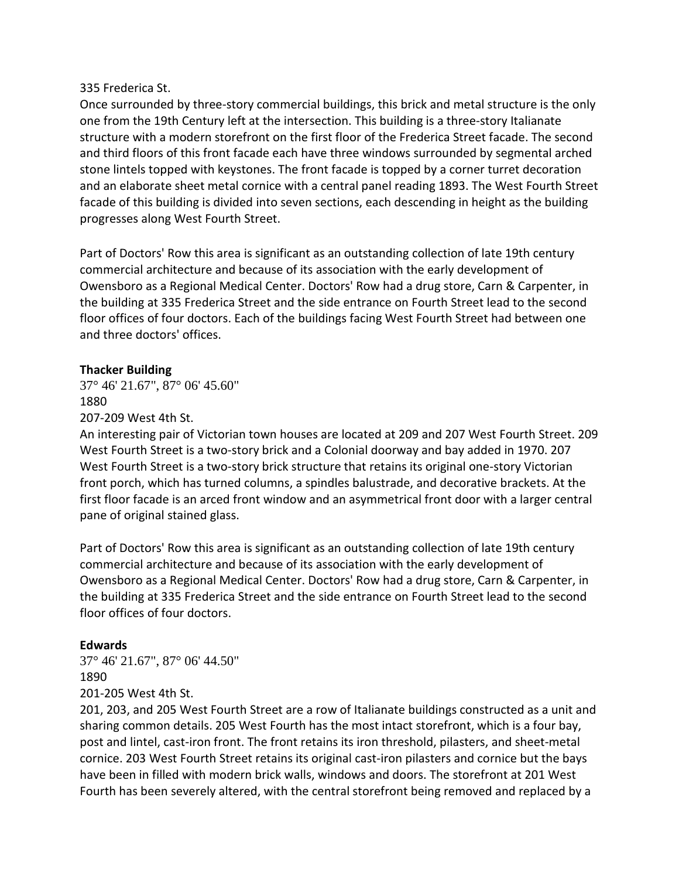335 Frederica St.

Once surrounded by three-story commercial buildings, this brick and metal structure is the only one from the 19th Century left at the intersection. This building is a three-story Italianate structure with a modern storefront on the first floor of the Frederica Street facade. The second and third floors of this front facade each have three windows surrounded by segmental arched stone lintels topped with keystones. The front facade is topped by a corner turret decoration and an elaborate sheet metal cornice with a central panel reading 1893. The West Fourth Street facade of this building is divided into seven sections, each descending in height as the building progresses along West Fourth Street.

Part of Doctors' Row this area is significant as an outstanding collection of late 19th century commercial architecture and because of its association with the early development of Owensboro as a Regional Medical Center. Doctors' Row had a drug store, Carn & Carpenter, in the building at 335 Frederica Street and the side entrance on Fourth Street lead to the second floor offices of four doctors. Each of the buildings facing West Fourth Street had between one and three doctors' offices.

**Thacker Building**

37° 46' 21.67", 87° 06' 45.60"

1880

207-209 West 4th St.

An interesting pair of Victorian town houses are located at 209 and 207 West Fourth Street. 209 West Fourth Street is a two-story brick and a Colonial doorway and bay added in 1970. 207 West Fourth Street is a two-story brick structure that retains its original one-story Victorian front porch, which has turned columns, a spindles balustrade, and decorative brackets. At the first floor facade is an arced front window and an asymmetrical front door with a larger central pane of original stained glass.

Part of Doctors' Row this area is significant as an outstanding collection of late 19th century commercial architecture and because of its association with the early development of Owensboro as a Regional Medical Center. Doctors' Row had a drug store, Carn & Carpenter, in the building at 335 Frederica Street and the side entrance on Fourth Street lead to the second floor offices of four doctors.

**Edwards**

37° 46' 21.67", 87° 06' 44.50"

1890

201-205 West 4th St.

201, 203, and 205 West Fourth Street are a row of Italianate buildings constructed as a unit and sharing common details. 205 West Fourth has the most intact storefront, which is a four bay, post and lintel, cast-iron front. The front retains its iron threshold, pilasters, and sheet-metal cornice. 203 West Fourth Street retains its original cast-iron pilasters and cornice but the bays have been in filled with modern brick walls, windows and doors. The storefront at 201 West Fourth has been severely altered, with the central storefront being removed and replaced by a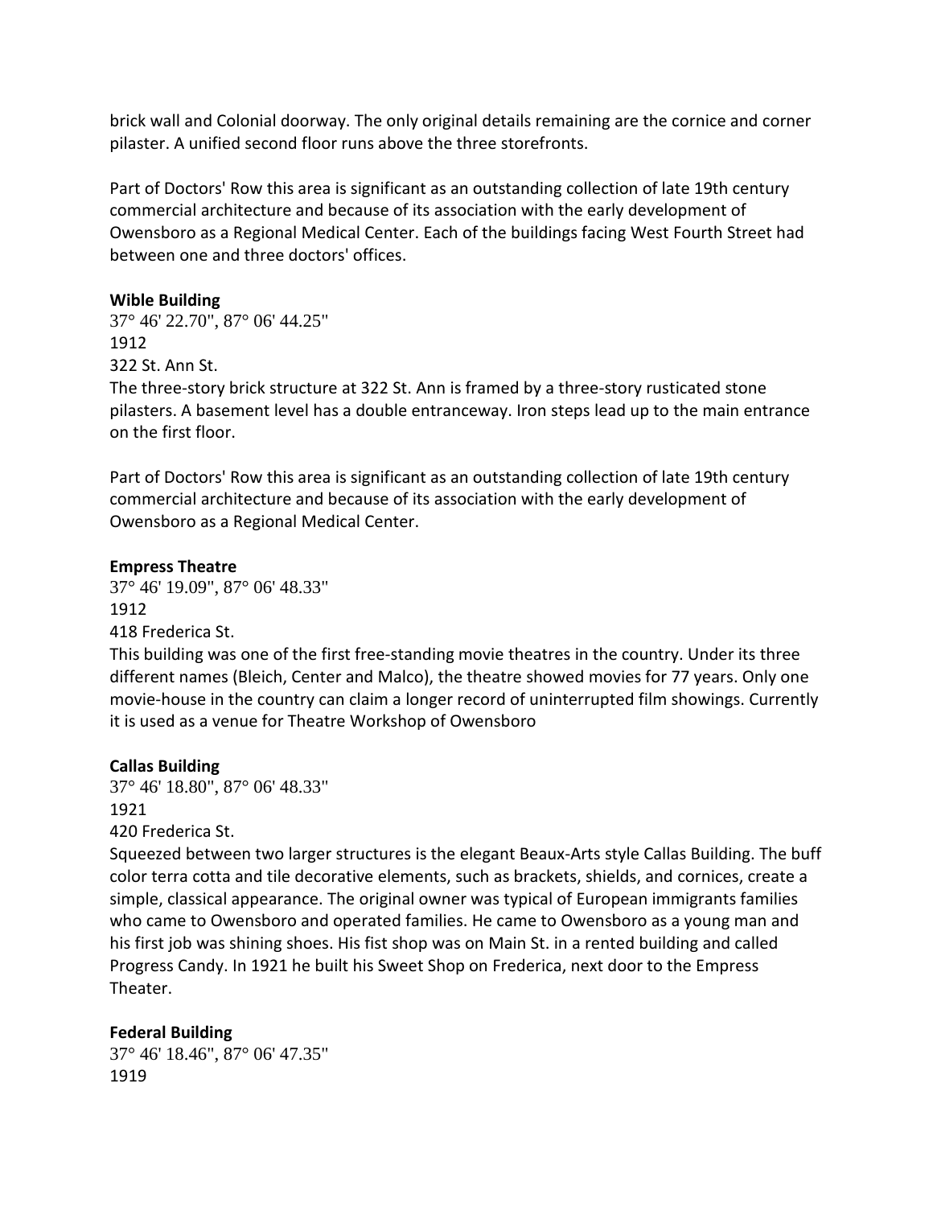brick wall and Colonial doorway. The only original details remaining are the cornice and corner pilaster. A unified second floor runs above the three storefronts.

Part of Doctors' Row this area is significant as an outstanding collection of late 19th century commercial architecture and because of its association with the early development of Owensboro as a Regional Medical Center. Each of the buildings facing West Fourth Street had between one and three doctors' offices.

**Wible Building**
37° 46' 22.70", 87° 06' 44.25"
1912
322 St. Ann St.
The three-story brick structure at 322 St. Ann is framed by a three-story rusticated stone pilasters. A basement level has a double entranceway. Iron steps lead up to the main entrance on the first floor.

Part of Doctors' Row this area is significant as an outstanding collection of late 19th century commercial architecture and because of its association with the early development of Owensboro as a Regional Medical Center.

**Empress Theatre**
37° 46' 19.09", 87° 06' 48.33"
1912
418 Frederica St.
This building was one of the first free-standing movie theatres in the country. Under its three different names (Bleich, Center and Malco), the theatre showed movies for 77 years. Only one movie-house in the country can claim a longer record of uninterrupted film showings. Currently it is used as a venue for Theatre Workshop of Owensboro

**Callas Building**
37° 46' 18.80", 87° 06' 48.33"
1921
420 Frederica St.
Squeezed between two larger structures is the elegant Beaux-Arts style Callas Building. The buff color terra cotta and tile decorative elements, such as brackets, shields, and cornices, create a simple, classical appearance. The original owner was typical of European immigrants families who came to Owensboro and operated families. He came to Owensboro as a young man and his first job was shining shoes. His fist shop was on Main St. in a rented building and called Progress Candy. In 1921 he built his Sweet Shop on Frederica, next door to the Empress Theater.

**Federal Building**
37° 46' 18.46", 87° 06' 47.35"
1919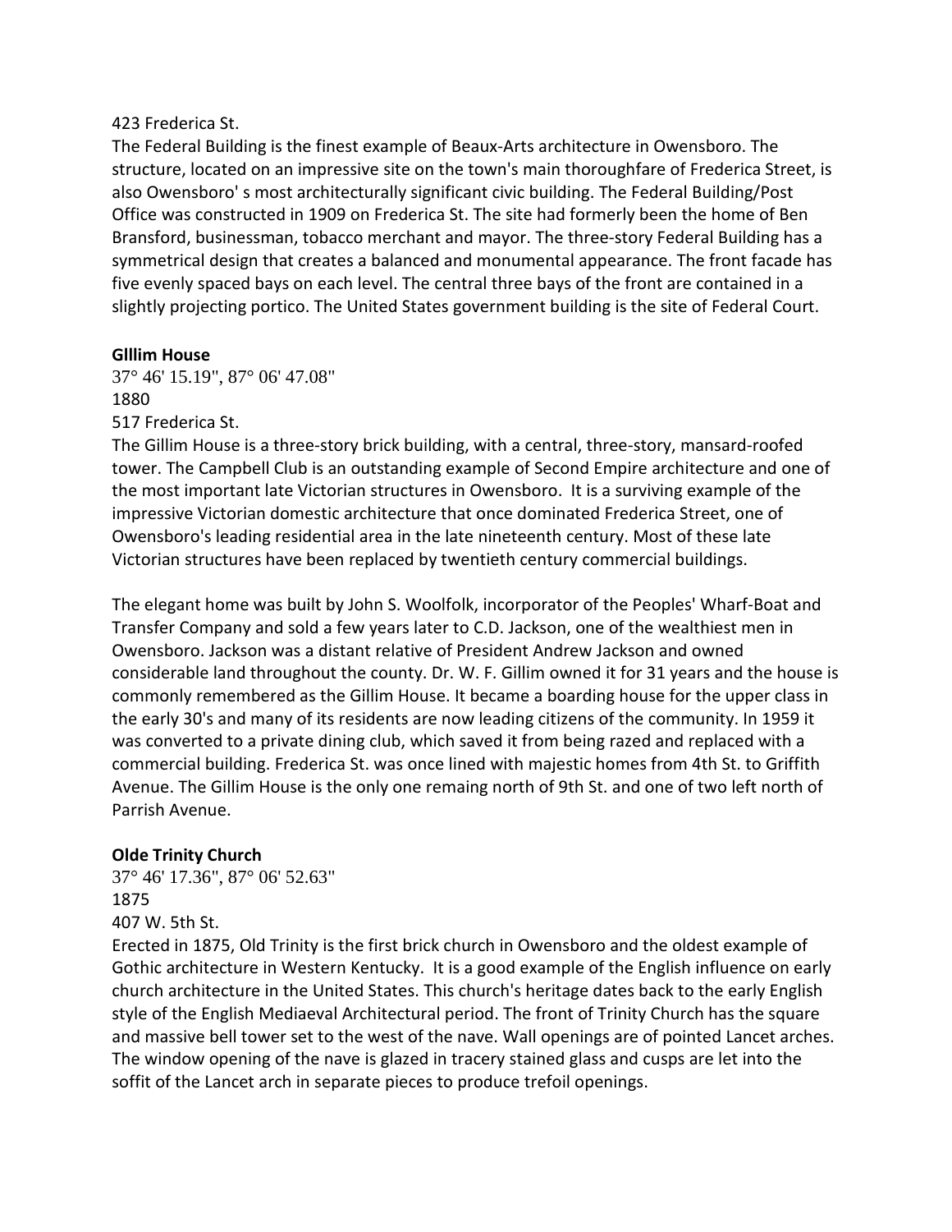423 Frederica St.

The Federal Building is the finest example of Beaux-Arts architecture in Owensboro. The structure, located on an impressive site on the town's main thoroughfare of Frederica Street, is also Owensboro' s most architecturally significant civic building. The Federal Building/Post Office was constructed in 1909 on Frederica St. The site had formerly been the home of Ben Bransford, businessman, tobacco merchant and mayor. The three-story Federal Building has a symmetrical design that creates a balanced and monumental appearance. The front facade has five evenly spaced bays on each level. The central three bays of the front are contained in a slightly projecting portico. The United States government building is the site of Federal Court.

**Glllim House**

37° 46' 15.19", 87° 06' 47.08"

1880

517 Frederica St.

The Gillim House is a three-story brick building, with a central, three-story, mansard-roofed tower. The Campbell Club is an outstanding example of Second Empire architecture and one of the most important late Victorian structures in Owensboro. It is a surviving example of the impressive Victorian domestic architecture that once dominated Frederica Street, one of Owensboro's leading residential area in the late nineteenth century. Most of these late Victorian structures have been replaced by twentieth century commercial buildings.

The elegant home was built by John S. Woolfolk, incorporator of the Peoples' Wharf-Boat and Transfer Company and sold a few years later to C.D. Jackson, one of the wealthiest men in Owensboro. Jackson was a distant relative of President Andrew Jackson and owned considerable land throughout the county. Dr. W. F. Gillim owned it for 31 years and the house is commonly remembered as the Gillim House. It became a boarding house for the upper class in the early 30's and many of its residents are now leading citizens of the community. In 1959 it was converted to a private dining club, which saved it from being razed and replaced with a commercial building. Frederica St. was once lined with majestic homes from 4th St. to Griffith Avenue. The Gillim House is the only one remaing north of 9th St. and one of two left north of Parrish Avenue.

**Olde Trinity Church**

37° 46' 17.36", 87° 06' 52.63"

1875

407 W. 5th St.

Erected in 1875, Old Trinity is the first brick church in Owensboro and the oldest example of Gothic architecture in Western Kentucky. It is a good example of the English influence on early church architecture in the United States. This church's heritage dates back to the early English style of the English Mediaeval Architectural period. The front of Trinity Church has the square and massive bell tower set to the west of the nave. Wall openings are of pointed Lancet arches. The window opening of the nave is glazed in tracery stained glass and cusps are let into the soffit of the Lancet arch in separate pieces to produce trefoil openings.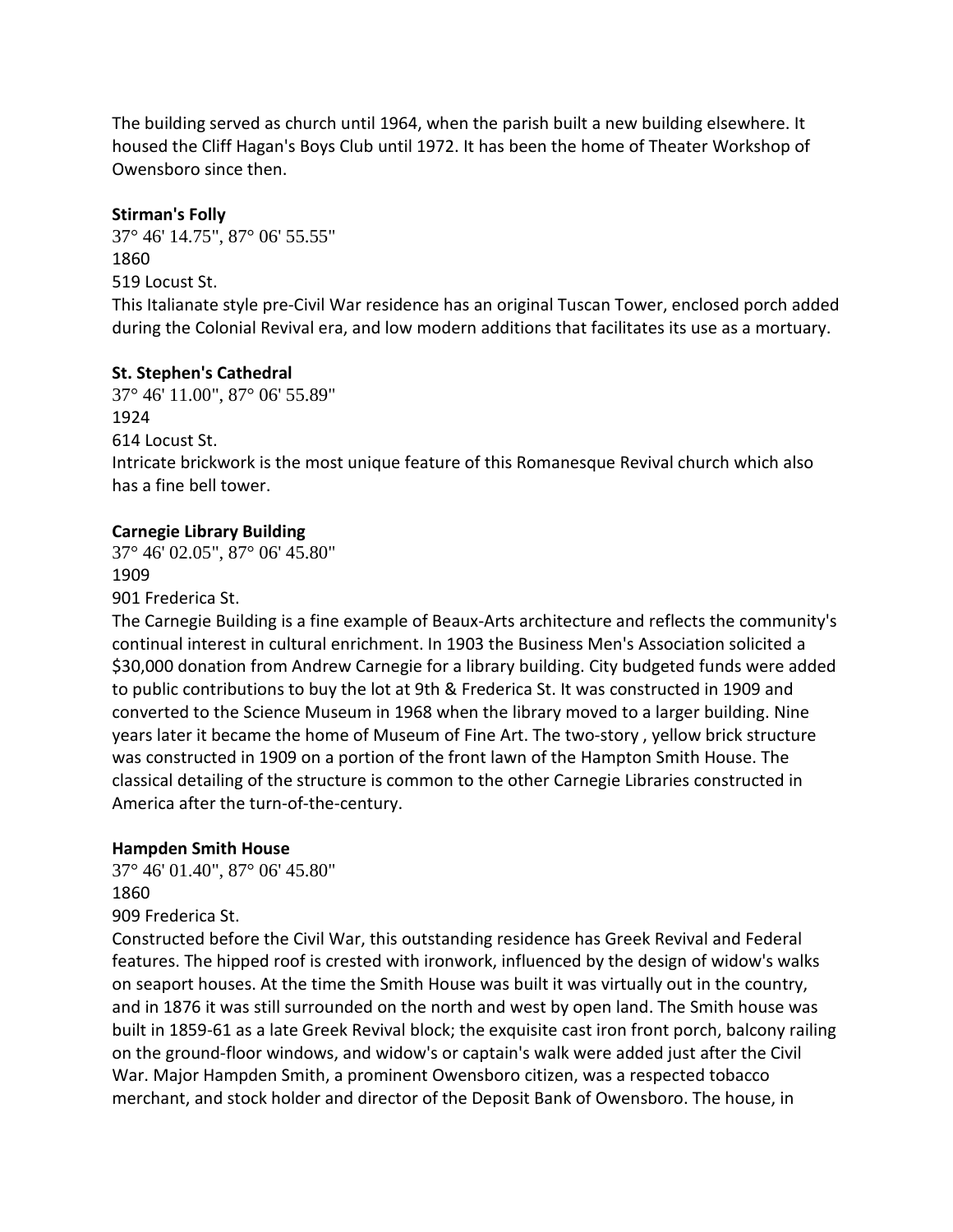The building served as church until 1964, when the parish built a new building elsewhere. It housed the Cliff Hagan's Boys Club until 1972. It has been the home of Theater Workshop of Owensboro since then.

**Stirman's Folly**
37° 46' 14.75", 87° 06' 55.55"
1860
519 Locust St.
This Italianate style pre-Civil War residence has an original Tuscan Tower, enclosed porch added during the Colonial Revival era, and low modern additions that facilitates its use as a mortuary.

**St. Stephen's Cathedral**
37° 46' 11.00", 87° 06' 55.89"
1924
614 Locust St.
Intricate brickwork is the most unique feature of this Romanesque Revival church which also has a fine bell tower.

**Carnegie Library Building**
37° 46' 02.05", 87° 06' 45.80"
1909
901 Frederica St.
The Carnegie Building is a fine example of Beaux-Arts architecture and reflects the community's continual interest in cultural enrichment. In 1903 the Business Men's Association solicited a $30,000 donation from Andrew Carnegie for a library building. City budgeted funds were added to public contributions to buy the lot at 9th & Frederica St. It was constructed in 1909 and converted to the Science Museum in 1968 when the library moved to a larger building. Nine years later it became the home of Museum of Fine Art. The two-story , yellow brick structure was constructed in 1909 on a portion of the front lawn of the Hampton Smith House. The classical detailing of the structure is common to the other Carnegie Libraries constructed in America after the turn-of-the-century.

**Hampden Smith House**
37° 46' 01.40", 87° 06' 45.80"
1860
909 Frederica St.
Constructed before the Civil War, this outstanding residence has Greek Revival and Federal features. The hipped roof is crested with ironwork, influenced by the design of widow's walks on seaport houses. At the time the Smith House was built it was virtually out in the country, and in 1876 it was still surrounded on the north and west by open land. The Smith house was built in 1859-61 as a late Greek Revival block; the exquisite cast iron front porch, balcony railing on the ground-floor windows, and widow's or captain's walk were added just after the Civil War. Major Hampden Smith, a prominent Owensboro citizen, was a respected tobacco merchant, and stock holder and director of the Deposit Bank of Owensboro. The house, in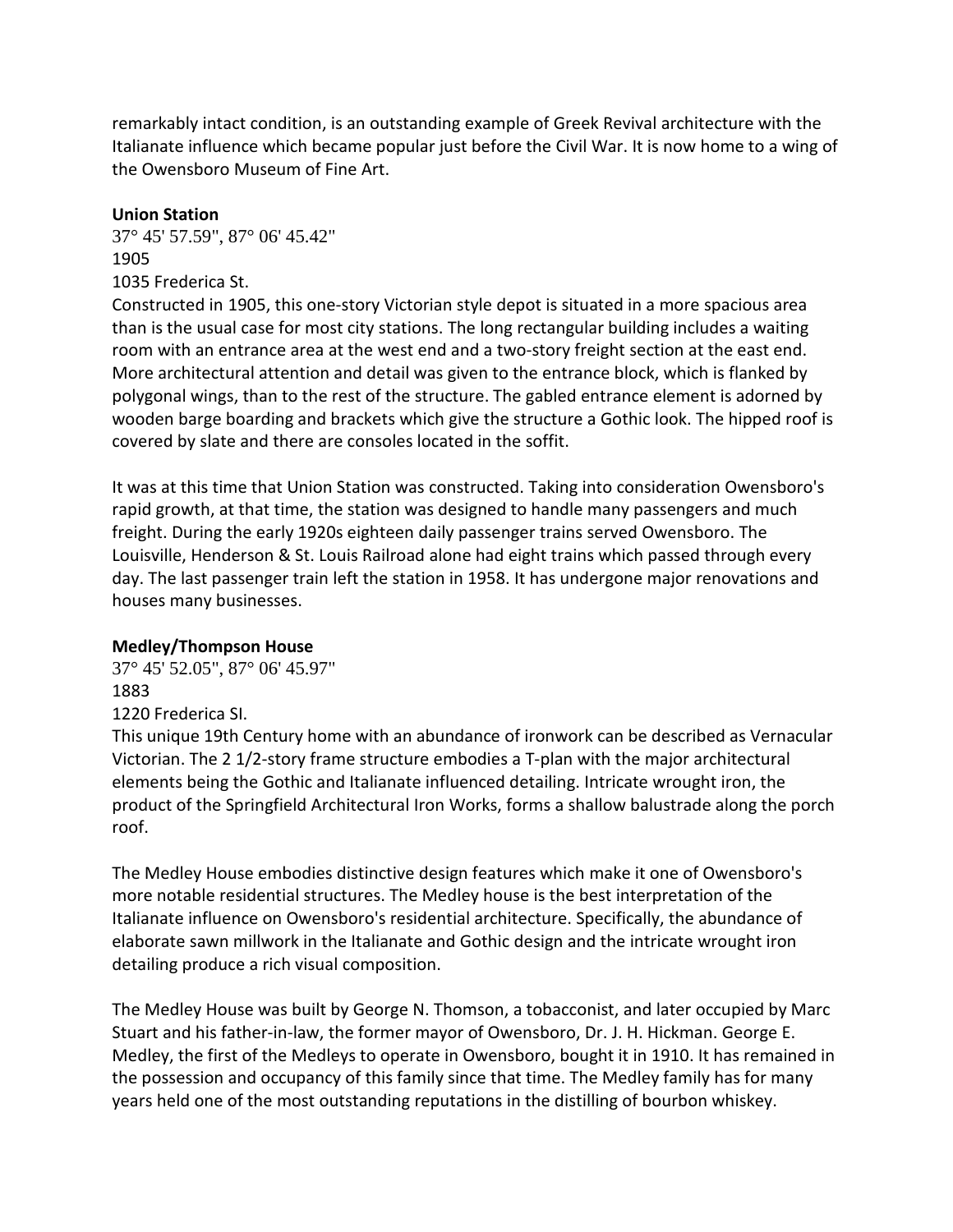remarkably intact condition, is an outstanding example of Greek Revival architecture with the Italianate influence which became popular just before the Civil War. It is now home to a wing of the Owensboro Museum of Fine Art.

**Union Station**

37° 45' 57.59", 87° 06' 45.42"
1905
1035 Frederica St.
Constructed in 1905, this one-story Victorian style depot is situated in a more spacious area than is the usual case for most city stations. The long rectangular building includes a waiting room with an entrance area at the west end and a two-story freight section at the east end. More architectural attention and detail was given to the entrance block, which is flanked by polygonal wings, than to the rest of the structure. The gabled entrance element is adorned by wooden barge boarding and brackets which give the structure a Gothic look. The hipped roof is covered by slate and there are consoles located in the soffit.

It was at this time that Union Station was constructed. Taking into consideration Owensboro's rapid growth, at that time, the station was designed to handle many passengers and much freight. During the early 1920s eighteen daily passenger trains served Owensboro. The Louisville, Henderson & St. Louis Railroad alone had eight trains which passed through every day. The last passenger train left the station in 1958. It has undergone major renovations and houses many businesses.

**Medley/Thompson House**

37° 45' 52.05", 87° 06' 45.97"
1883
1220 Frederica SI.
This unique 19th Century home with an abundance of ironwork can be described as Vernacular Victorian. The 2 1/2-story frame structure embodies a T-plan with the major architectural elements being the Gothic and Italianate influenced detailing. Intricate wrought iron, the product of the Springfield Architectural Iron Works, forms a shallow balustrade along the porch roof.

The Medley House embodies distinctive design features which make it one of Owensboro's more notable residential structures. The Medley house is the best interpretation of the Italianate influence on Owensboro's residential architecture. Specifically, the abundance of elaborate sawn millwork in the Italianate and Gothic design and the intricate wrought iron detailing produce a rich visual composition.

The Medley House was built by George N. Thomson, a tobacconist, and later occupied by Marc Stuart and his father-in-law, the former mayor of Owensboro, Dr. J. H. Hickman. George E. Medley, the first of the Medleys to operate in Owensboro, bought it in 1910. It has remained in the possession and occupancy of this family since that time. The Medley family has for many years held one of the most outstanding reputations in the distilling of bourbon whiskey.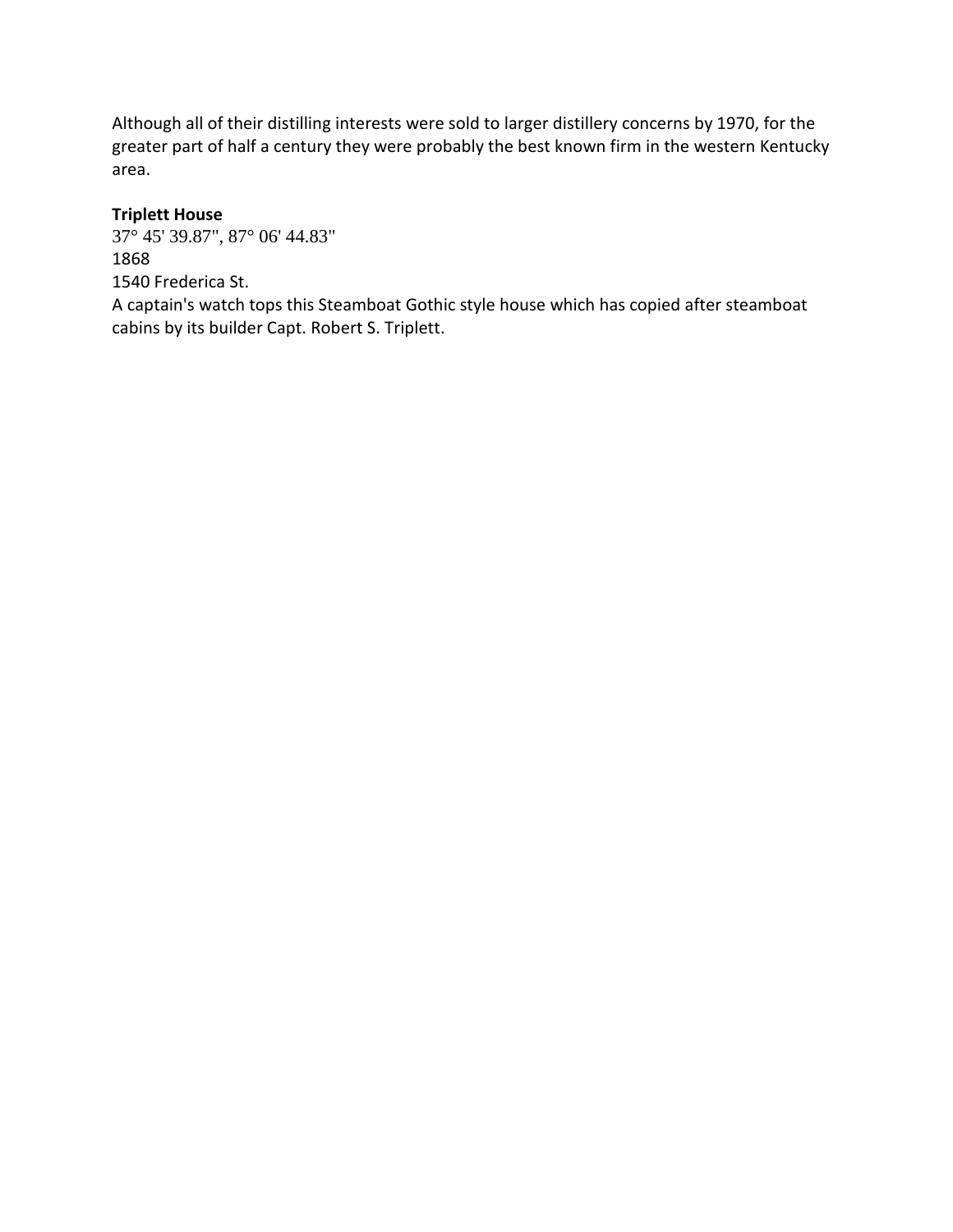Although all of their distilling interests were sold to larger distillery concerns by 1970, for the greater part of half a century they were probably the best known firm in the western Kentucky area.

**Triplett House**
37° 45' 39.87", 87° 06' 44.83"
1868
1540 Frederica St.
A captain's watch tops this Steamboat Gothic style house which has copied after steamboat cabins by its builder Capt. Robert S. Triplett.